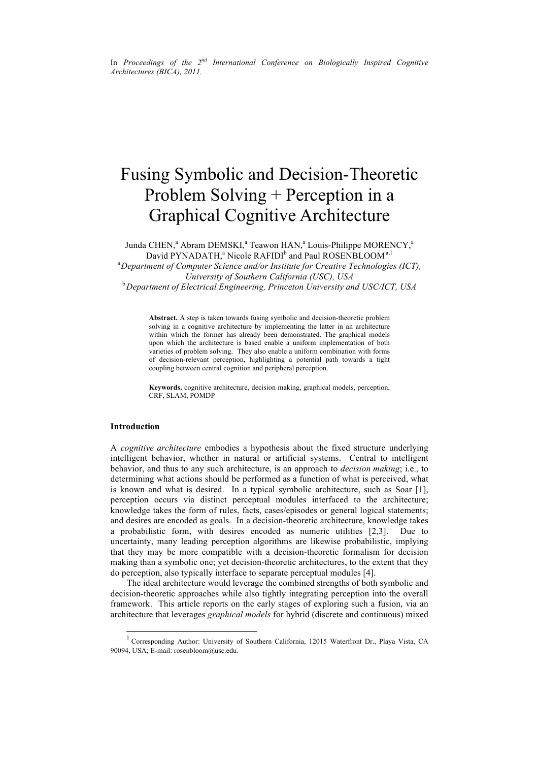In *Proceedings of the 2nd International Conference on Biologically Inspired Cognitive Architectures (BICA), 2011.*

# Fusing Symbolic and Decision-Theoretic Problem Solving + Perception in a Graphical Cognitive Architecture

Junda CHEN,[a] Abram DEMSKI,[a] Teawon HAN,[a] Louis-Philippe MORENCY,[a] David PYNADATH,[a] Nicole RAFIDI[b] and Paul ROSENBLOOM[a,1]

[a] *Department of Computer Science and/or Institute for Creative Technologies (ICT), University of Southern California (USC), USA*

[b] *Department of Electrical Engineering, Princeton University and USC/ICT, USA*

**Abstract.** A step is taken towards fusing symbolic and decision-theoretic problem solving in a cognitive architecture by implementing the latter in an architecture within which the former has already been demonstrated. The graphical models upon which the architecture is based enable a uniform implementation of both varieties of problem solving. They also enable a uniform combination with forms of decision-relevant perception, highlighting a potential path towards a tight coupling between central cognition and peripheral perception.

**Keywords.** cognitive architecture, decision making, graphical models, perception, CRF, SLAM, POMDP

## Introduction

A *cognitive architecture* embodies a hypothesis about the fixed structure underlying intelligent behavior, whether in natural or artificial systems. Central to intelligent behavior, and thus to any such architecture, is an approach to *decision making*; i.e., to determining what actions should be performed as a function of what is perceived, what is known and what is desired. In a typical symbolic architecture, such as Soar [1], perception occurs via distinct perceptual modules interfaced to the architecture; knowledge takes the form of rules, facts, cases/episodes or general logical statements; and desires are encoded as goals. In a decision-theoretic architecture, knowledge takes a probabilistic form, with desires encoded as numeric utilities [2,3]. Due to uncertainty, many leading perception algorithms are likewise probabilistic, implying that they may be more compatible with a decision-theoretic formalism for decision making than a symbolic one; yet decision-theoretic architectures, to the extent that they do perception, also typically interface to separate perceptual modules [4].

The ideal architecture would leverage the combined strengths of both symbolic and decision-theoretic approaches while also tightly integrating perception into the overall framework. This article reports on the early stages of exploring such a fusion, via an architecture that leverages *graphical models* for hybrid (discrete and continuous) mixed

[1] Corresponding Author: University of Southern California, 12015 Waterfront Dr., Playa Vista, CA 90094, USA; E-mail: rosenbloom@usc.edu.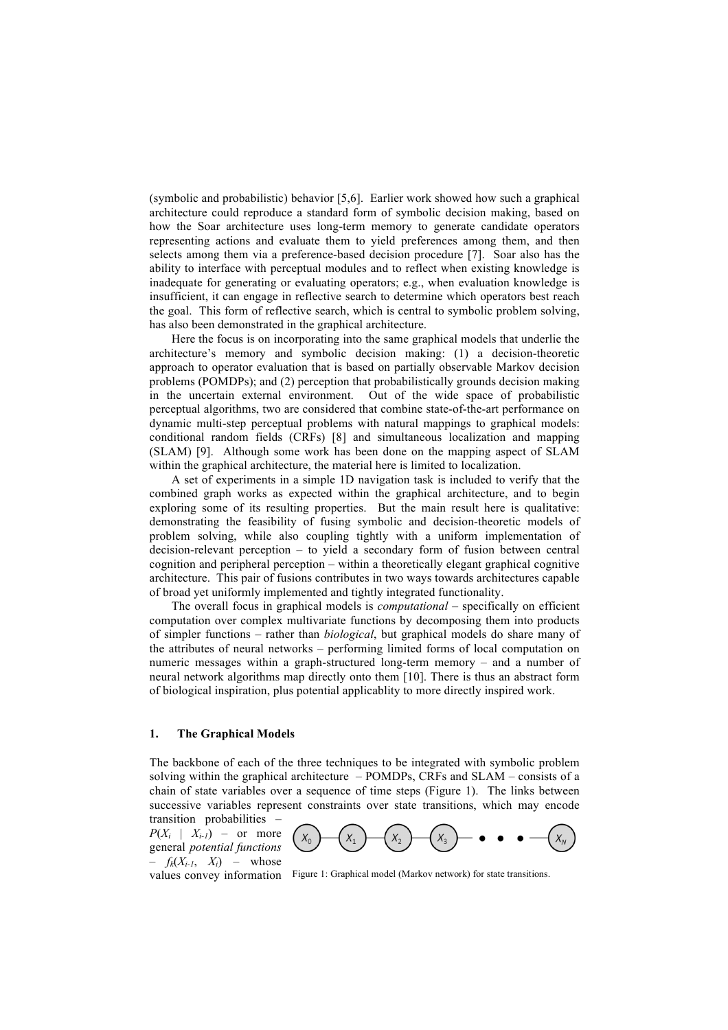(symbolic and probabilistic) behavior [5,6]. Earlier work showed how such a graphical architecture could reproduce a standard form of symbolic decision making, based on how the Soar architecture uses long-term memory to generate candidate operators representing actions and evaluate them to yield preferences among them, and then selects among them via a preference-based decision procedure [7]. Soar also has the ability to interface with perceptual modules and to reflect when existing knowledge is inadequate for generating or evaluating operators; e.g., when evaluation knowledge is insufficient, it can engage in reflective search to determine which operators best reach the goal. This form of reflective search, which is central to symbolic problem solving, has also been demonstrated in the graphical architecture.

Here the focus is on incorporating into the same graphical models that underlie the architecture's memory and symbolic decision making: (1) a decision-theoretic approach to operator evaluation that is based on partially observable Markov decision problems (POMDPs); and (2) perception that probabilistically grounds decision making in the uncertain external environment. Out of the wide space of probabilistic perceptual algorithms, two are considered that combine state-of-the-art performance on dynamic multi-step perceptual problems with natural mappings to graphical models: conditional random fields (CRFs) [8] and simultaneous localization and mapping (SLAM) [9]. Although some work has been done on the mapping aspect of SLAM within the graphical architecture, the material here is limited to localization.

A set of experiments in a simple 1D navigation task is included to verify that the combined graph works as expected within the graphical architecture, and to begin exploring some of its resulting properties. But the main result here is qualitative: demonstrating the feasibility of fusing symbolic and decision-theoretic models of problem solving, while also coupling tightly with a uniform implementation of decision-relevant perception – to yield a secondary form of fusion between central cognition and peripheral perception – within a theoretically elegant graphical cognitive architecture. This pair of fusions contributes in two ways towards architectures capable of broad yet uniformly implemented and tightly integrated functionality.

The overall focus in graphical models is *computational* – specifically on efficient computation over complex multivariate functions by decomposing them into products of simpler functions – rather than *biological*, but graphical models do share many of the attributes of neural networks – performing limited forms of local computation on numeric messages within a graph-structured long-term memory – and a number of neural network algorithms map directly onto them [10]. There is thus an abstract form of biological inspiration, plus potential applicablity to more directly inspired work.

## 1. The Graphical Models

The backbone of each of the three techniques to be integrated with symbolic problem solving within the graphical architecture – POMDPs, CRFs and SLAM – consists of a chain of state variables over a sequence of time steps (Figure 1). The links between successive variables represent constraints over state transitions, which may encode transition probabilities – $P(X_i \mid X_{i-1})$ – or more general *potential functions* – $f_k(X_{i-1}, X_i)$ – whose values convey information

Figure 1: Graphical model (Markov network) for state transitions.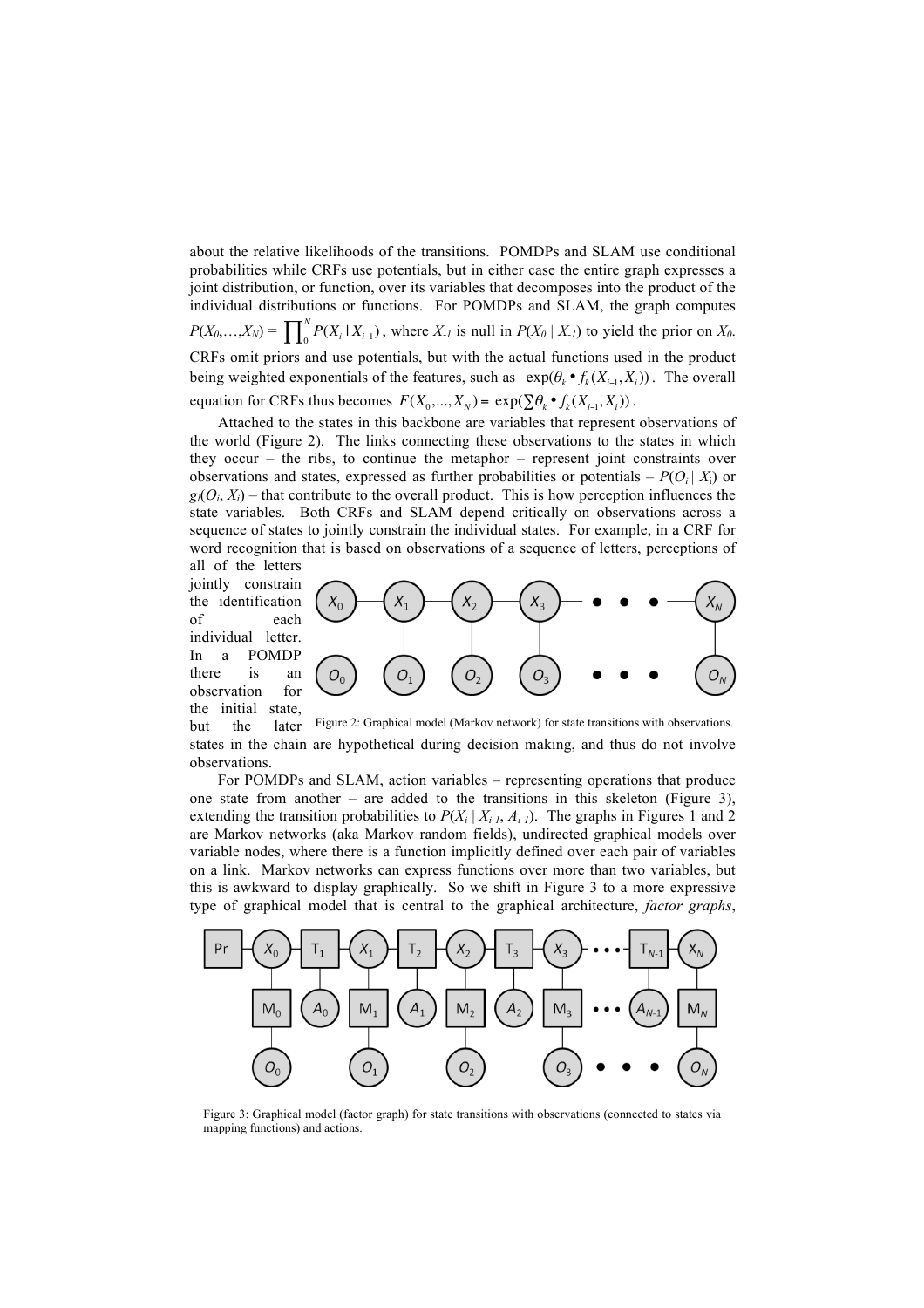about the relative likelihoods of the transitions. POMDPs and SLAM use conditional probabilities while CRFs use potentials, but in either case the entire graph expresses a joint distribution, or function, over its variables that decomposes into the product of the individual distributions or functions. For POMDPs and SLAM, the graph computes $P(X_0,\ldots,X_N) = \prod_0^N P(X_i \mid X_{i-1})$, where $X_{-1}$ is null in $P(X_0 \mid X_{-1})$ to yield the prior on $X_0$. CRFs omit priors and use potentials, but with the actual functions used in the product being weighted exponentials of the features, such as $\exp(\theta_k \bullet f_k(X_{i-1}, X_i))$. The overall equation for CRFs thus becomes $F(X_0,\ldots,X_N) = \exp(\sum \theta_k \bullet f_k(X_{i-1}, X_i))$.

Attached to the states in this backbone are variables that represent observations of the world (Figure 2). The links connecting these observations to the states in which they occur – the ribs, to continue the metaphor – represent joint constraints over observations and states, expressed as further probabilities or potentials – $P(O_i \mid X_i)$ or $g_l(O_i, X_i)$ – that contribute to the overall product. This is how perception influences the state variables. Both CRFs and SLAM depend critically on observations across a sequence of states to jointly constrain the individual states. For example, in a CRF for word recognition that is based on observations of a sequence of letters, perceptions of all of the letters jointly constrain the identification of each individual letter. In a POMDP there is an observation for the initial state, but the later states in the chain are hypothetical during decision making, and thus do not involve observations.

Figure 2: Graphical model (Markov network) for state transitions with observations.

For POMDPs and SLAM, action variables – representing operations that produce one state from another – are added to the transitions in this skeleton (Figure 3), extending the transition probabilities to $P(X_i \mid X_{i-1}, A_{i-1})$. The graphs in Figures 1 and 2 are Markov networks (aka Markov random fields), undirected graphical models over variable nodes, where there is a function implicitly defined over each pair of variables on a link. Markov networks can express functions over more than two variables, but this is awkward to display graphically. So we shift in Figure 3 to a more expressive type of graphical model that is central to the graphical architecture, *factor graphs*,

Figure 3: Graphical model (factor graph) for state transitions with observations (connected to states via mapping functions) and actions.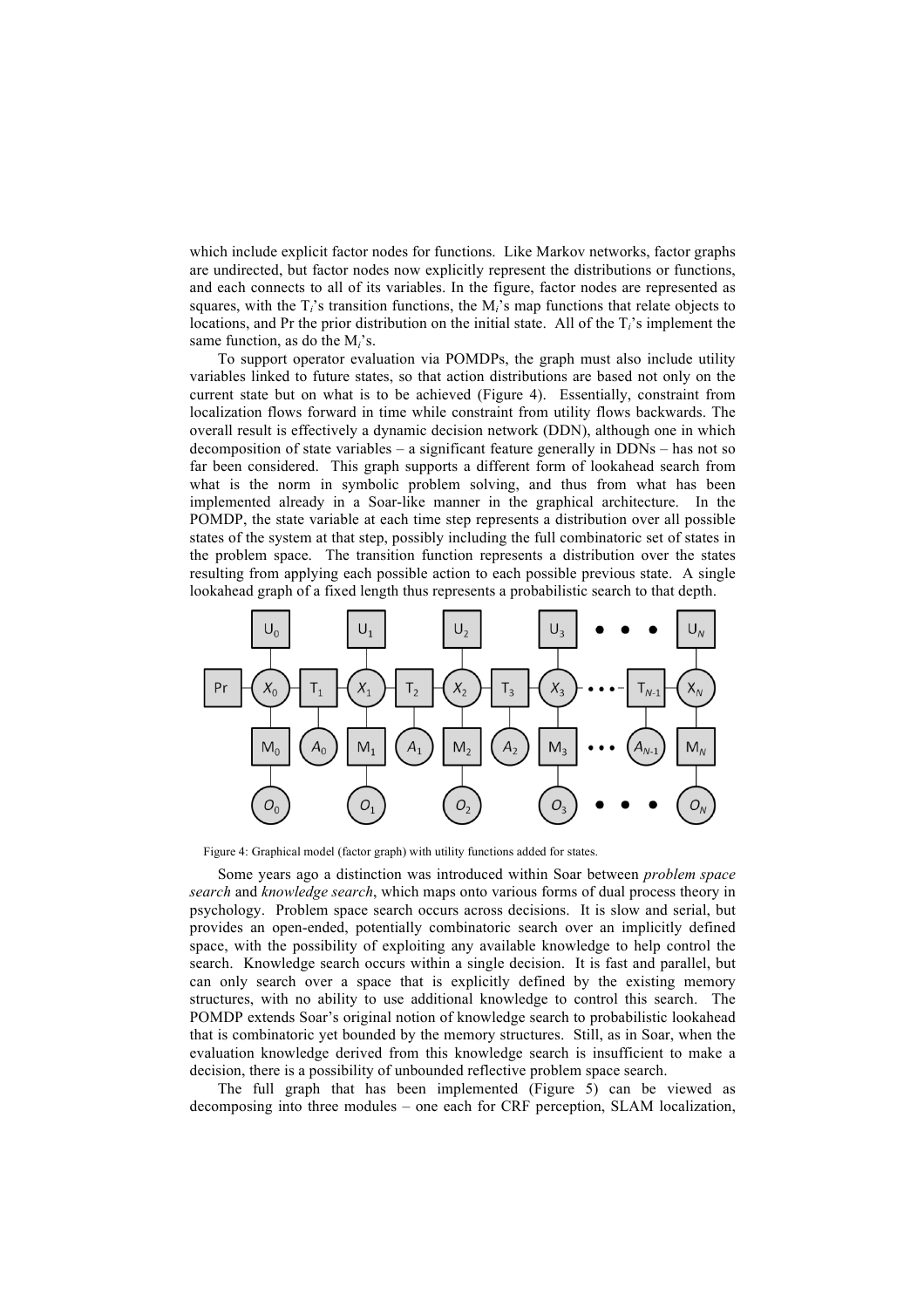which include explicit factor nodes for functions. Like Markov networks, factor graphs are undirected, but factor nodes now explicitly represent the distributions or functions, and each connects to all of its variables. In the figure, factor nodes are represented as squares, with the $T_i$'s transition functions, the $M_i$'s map functions that relate objects to locations, and Pr the prior distribution on the initial state. All of the $T_i$'s implement the same function, as do the $M_i$'s.

To support operator evaluation via POMDPs, the graph must also include utility variables linked to future states, so that action distributions are based not only on the current state but on what is to be achieved (Figure 4). Essentially, constraint from localization flows forward in time while constraint from utility flows backwards. The overall result is effectively a dynamic decision network (DDN), although one in which decomposition of state variables – a significant feature generally in DDNs – has not so far been considered. This graph supports a different form of lookahead search from what is the norm in symbolic problem solving, and thus from what has been implemented already in a Soar-like manner in the graphical architecture. In the POMDP, the state variable at each time step represents a distribution over all possible states of the system at that step, possibly including the full combinatoric set of states in the problem space. The transition function represents a distribution over the states resulting from applying each possible action to each possible previous state. A single lookahead graph of a fixed length thus represents a probabilistic search to that depth.

Figure 4: Graphical model (factor graph) with utility functions added for states.

Some years ago a distinction was introduced within Soar between *problem space search* and *knowledge search*, which maps onto various forms of dual process theory in psychology. Problem space search occurs across decisions. It is slow and serial, but provides an open-ended, potentially combinatoric search over an implicitly defined space, with the possibility of exploiting any available knowledge to help control the search. Knowledge search occurs within a single decision. It is fast and parallel, but can only search over a space that is explicitly defined by the existing memory structures, with no ability to use additional knowledge to control this search. The POMDP extends Soar's original notion of knowledge search to probabilistic lookahead that is combinatoric yet bounded by the memory structures. Still, as in Soar, when the evaluation knowledge derived from this knowledge search is insufficient to make a decision, there is a possibility of unbounded reflective problem space search.

The full graph that has been implemented (Figure 5) can be viewed as decomposing into three modules – one each for CRF perception, SLAM localization,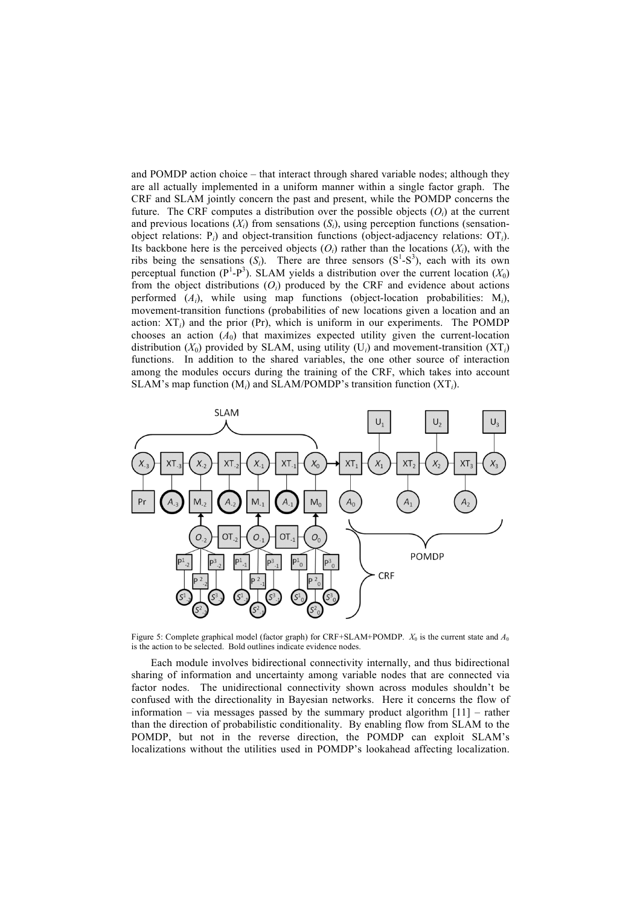and POMDP action choice – that interact through shared variable nodes; although they are all actually implemented in a uniform manner within a single factor graph. The CRF and SLAM jointly concern the past and present, while the POMDP concerns the future. The CRF computes a distribution over the possible objects ($O_i$) at the current and previous locations ($X_i$) from sensations ($S_i$), using perception functions (sensation-object relations: $P_i$) and object-transition functions (object-adjacency relations: $OT_i$). Its backbone here is the perceived objects ($O_i$) rather than the locations ($X_i$), with the ribs being the sensations ($S_i$). There are three sensors ($S^1$-$S^3$), each with its own perceptual function ($P^1$-$P^3$). SLAM yields a distribution over the current location ($X_0$) from the object distributions ($O_i$) produced by the CRF and evidence about actions performed ($A_i$), while using map functions (object-location probabilities: $M_i$), movement-transition functions (probabilities of new locations given a location and an action: $XT_i$) and the prior (Pr), which is uniform in our experiments. The POMDP chooses an action ($A_0$) that maximizes expected utility given the current-location distribution ($X_0$) provided by SLAM, using utility ($U_i$) and movement-transition ($XT_i$) functions. In addition to the shared variables, the one other source of interaction among the modules occurs during the training of the CRF, which takes into account SLAM's map function ($M_i$) and SLAM/POMDP's transition function ($XT_i$).

Figure 5: Complete graphical model (factor graph) for CRF+SLAM+POMDP. $X_0$ is the current state and $A_0$ is the action to be selected. Bold outlines indicate evidence nodes.

Each module involves bidirectional connectivity internally, and thus bidirectional sharing of information and uncertainty among variable nodes that are connected via factor nodes. The unidirectional connectivity shown across modules shouldn't be confused with the directionality in Bayesian networks. Here it concerns the flow of information – via messages passed by the summary product algorithm [11] – rather than the direction of probabilistic conditionality. By enabling flow from SLAM to the POMDP, but not in the reverse direction, the POMDP can exploit SLAM's localizations without the utilities used in POMDP's lookahead affecting localization.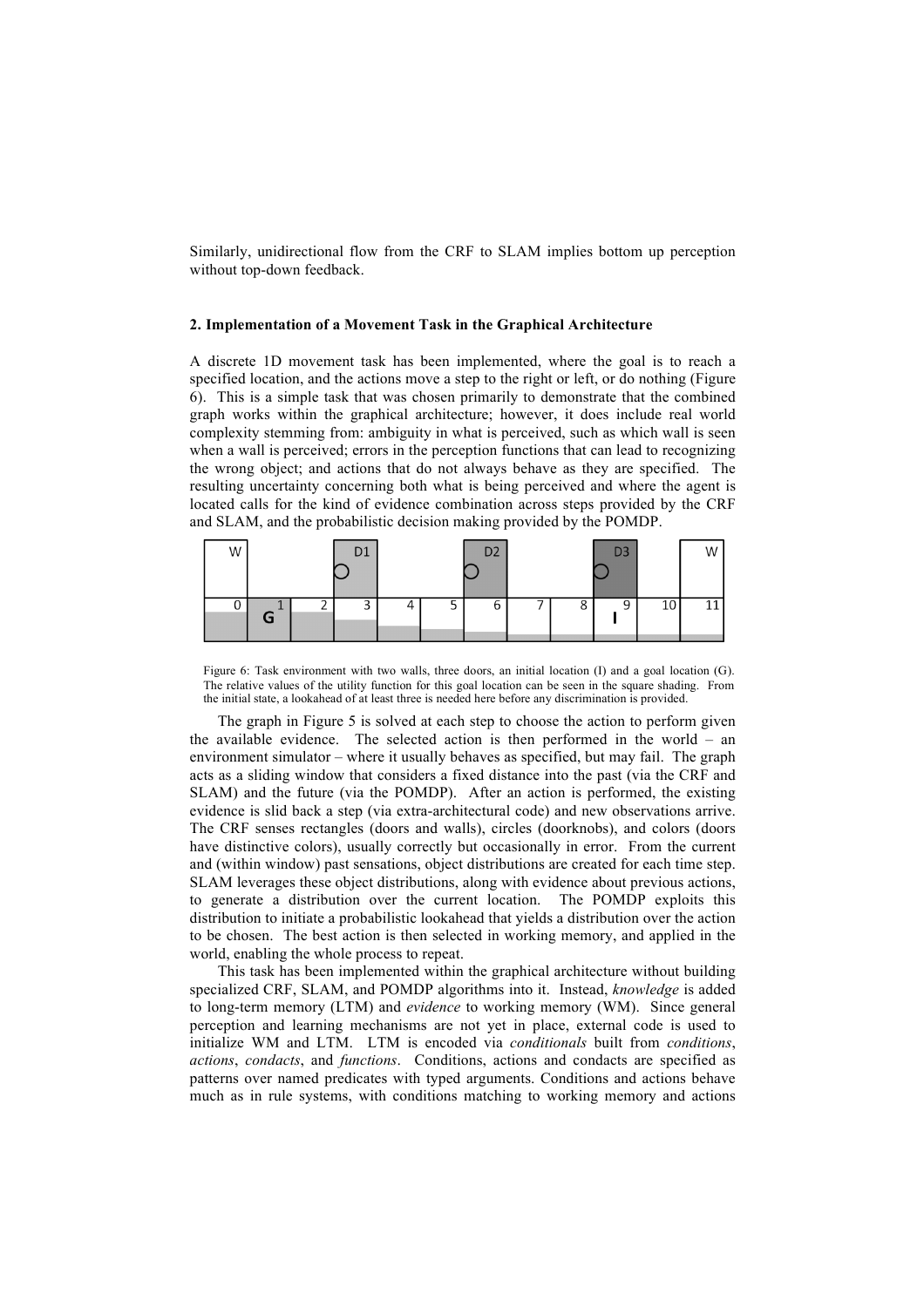Similarly, unidirectional flow from the CRF to SLAM implies bottom up perception without top-down feedback.

## 2. Implementation of a Movement Task in the Graphical Architecture

A discrete 1D movement task has been implemented, where the goal is to reach a specified location, and the actions move a step to the right or left, or do nothing (Figure 6). This is a simple task that was chosen primarily to demonstrate that the combined graph works within the graphical architecture; however, it does include real world complexity stemming from: ambiguity in what is perceived, such as which wall is seen when a wall is perceived; errors in the perception functions that can lead to recognizing the wrong object; and actions that do not always behave as they are specified. The resulting uncertainty concerning both what is being perceived and where the agent is located calls for the kind of evidence combination across steps provided by the CRF and SLAM, and the probabilistic decision making provided by the POMDP.

| W | | | D1 | | | D2 | | | D3 | | W |
|---|---|---|---|---|---|---|---|---|---|---|---|
| 0 | 1 G | 2 | 3 | 4 | 5 | 6 | 7 | 8 | 9 I | 10 | 11 |

Figure 6: Task environment with two walls, three doors, an initial location (I) and a goal location (G). The relative values of the utility function for this goal location can be seen in the square shading. From the initial state, a lookahead of at least three is needed here before any discrimination is provided.

The graph in Figure 5 is solved at each step to choose the action to perform given the available evidence. The selected action is then performed in the world – an environment simulator – where it usually behaves as specified, but may fail. The graph acts as a sliding window that considers a fixed distance into the past (via the CRF and SLAM) and the future (via the POMDP). After an action is performed, the existing evidence is slid back a step (via extra-architectural code) and new observations arrive. The CRF senses rectangles (doors and walls), circles (doorknobs), and colors (doors have distinctive colors), usually correctly but occasionally in error. From the current and (within window) past sensations, object distributions are created for each time step. SLAM leverages these object distributions, along with evidence about previous actions, to generate a distribution over the current location. The POMDP exploits this distribution to initiate a probabilistic lookahead that yields a distribution over the action to be chosen. The best action is then selected in working memory, and applied in the world, enabling the whole process to repeat.

This task has been implemented within the graphical architecture without building specialized CRF, SLAM, and POMDP algorithms into it. Instead, *knowledge* is added to long-term memory (LTM) and *evidence* to working memory (WM). Since general perception and learning mechanisms are not yet in place, external code is used to initialize WM and LTM. LTM is encoded via *conditionals* built from *conditions*, *actions*, *condacts*, and *functions*. Conditions, actions and condacts are specified as patterns over named predicates with typed arguments. Conditions and actions behave much as in rule systems, with conditions matching to working memory and actions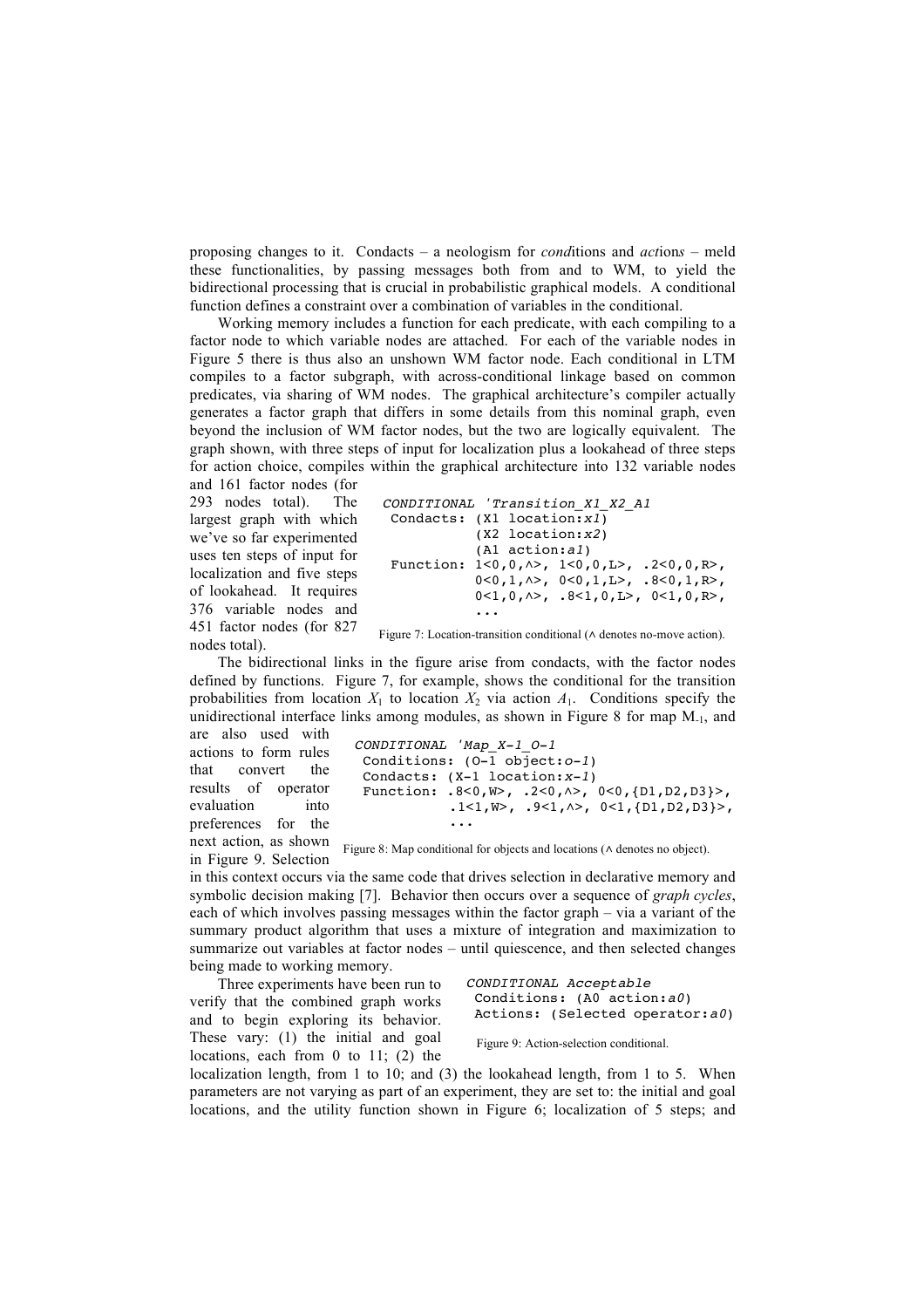proposing changes to it. Condacts – a neologism for *cond*itions and *act*ion*s* – meld these functionalities, by passing messages both from and to WM, to yield the bidirectional processing that is crucial in probabilistic graphical models. A conditional function defines a constraint over a combination of variables in the conditional.

Working memory includes a function for each predicate, with each compiling to a factor node to which variable nodes are attached. For each of the variable nodes in Figure 5 there is thus also an unshown WM factor node. Each conditional in LTM compiles to a factor subgraph, with across-conditional linkage based on common predicates, via sharing of WM nodes. The graphical architecture's compiler actually generates a factor graph that differs in some details from this nominal graph, even beyond the inclusion of WM factor nodes, but the two are logically equivalent. The graph shown, with three steps of input for localization plus a lookahead of three steps for action choice, compiles within the graphical architecture into 132 variable nodes and 161 factor nodes (for 293 nodes total). The largest graph with which we've so far experimented uses ten steps of input for localization and five steps of lookahead. It requires 376 variable nodes and 451 factor nodes (for 827 nodes total).

```
CONDITIONAL 'Transition_X1_X2_A1
 Condacts: (X1 location:x1)
           (X2 location:x2)
           (A1 action:a1)
 Function: 1<0,0,^>, 1<0,0,L>, .2<0,0,R>,
           0<0,1,^>, 0<0,1,L>, .8<0,1,R>,
           0<1,0,^>, .8<1,0,L>, 0<1,0,R>,
           ...
```

Figure 7: Location-transition conditional (^ denotes no-move action).

The bidirectional links in the figure arise from condacts, with the factor nodes defined by functions. Figure 7, for example, shows the conditional for the transition probabilities from location $X_1$ to location $X_2$ via action $A_1$. Conditions specify the unidirectional interface links among modules, as shown in Figure 8 for map $M_{-1}$, and are also used with actions to form rules that convert the results of operator evaluation into preferences for the next action, as shown in Figure 9. Selection in this context occurs via the same code that drives selection in declarative memory and symbolic decision making [7]. Behavior then occurs over a sequence of *graph cycles*, each of which involves passing messages within the factor graph – via a variant of the summary product algorithm that uses a mixture of integration and maximization to summarize out variables at factor nodes – until quiescence, and then selected changes being made to working memory.

```
CONDITIONAL 'Map_X-1_O-1
 Conditions: (O-1 object:o-1)
 Condacts: (X-1 location:x-1)
 Function: .8<0,W>, .2<0,^>, 0<0,{D1,D2,D3}>,
           .1<1,W>, .9<1,^>, 0<1,{D1,D2,D3}>,
           ...
```

Figure 8: Map conditional for objects and locations (^ denotes no object).

```
CONDITIONAL Acceptable
 Conditions: (A0 action:a0)
 Actions: (Selected operator:a0)
```

Figure 9: Action-selection conditional.

Three experiments have been run to verify that the combined graph works and to begin exploring its behavior. These vary: (1) the initial and goal locations, each from 0 to 11; (2) the localization length, from 1 to 10; and (3) the lookahead length, from 1 to 5. When parameters are not varying as part of an experiment, they are set to: the initial and goal locations, and the utility function shown in Figure 6; localization of 5 steps; and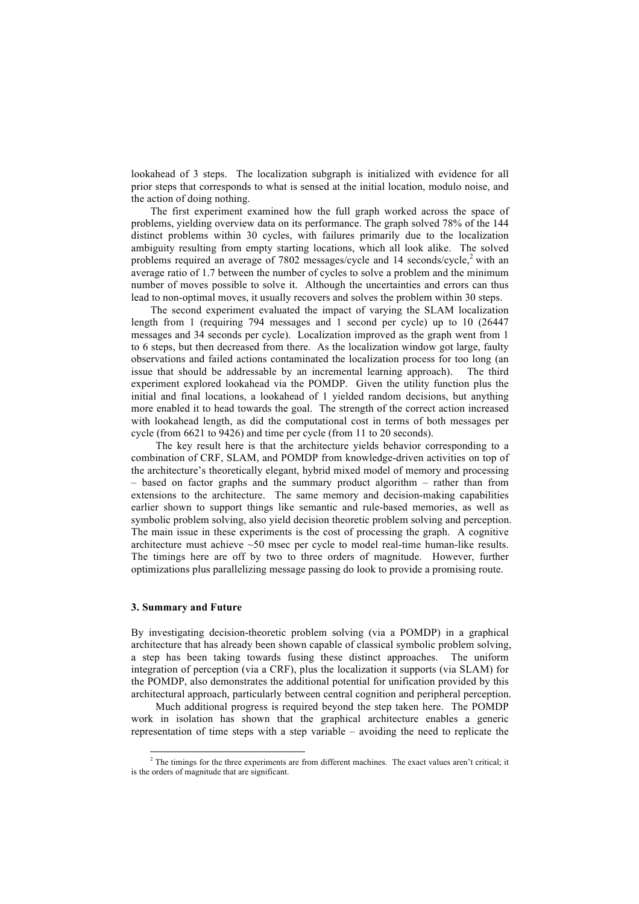lookahead of 3 steps. The localization subgraph is initialized with evidence for all prior steps that corresponds to what is sensed at the initial location, modulo noise, and the action of doing nothing.

The first experiment examined how the full graph worked across the space of problems, yielding overview data on its performance. The graph solved 78% of the 144 distinct problems within 30 cycles, with failures primarily due to the localization ambiguity resulting from empty starting locations, which all look alike. The solved problems required an average of 7802 messages/cycle and 14 seconds/cycle,[2] with an average ratio of 1.7 between the number of cycles to solve a problem and the minimum number of moves possible to solve it. Although the uncertainties and errors can thus lead to non-optimal moves, it usually recovers and solves the problem within 30 steps.

The second experiment evaluated the impact of varying the SLAM localization length from 1 (requiring 794 messages and 1 second per cycle) up to 10 (26447 messages and 34 seconds per cycle). Localization improved as the graph went from 1 to 6 steps, but then decreased from there. As the localization window got large, faulty observations and failed actions contaminated the localization process for too long (an issue that should be addressable by an incremental learning approach). The third experiment explored lookahead via the POMDP. Given the utility function plus the initial and final locations, a lookahead of 1 yielded random decisions, but anything more enabled it to head towards the goal. The strength of the correct action increased with lookahead length, as did the computational cost in terms of both messages per cycle (from 6621 to 9426) and time per cycle (from 11 to 20 seconds).

The key result here is that the architecture yields behavior corresponding to a combination of CRF, SLAM, and POMDP from knowledge-driven activities on top of the architecture's theoretically elegant, hybrid mixed model of memory and processing – based on factor graphs and the summary product algorithm – rather than from extensions to the architecture. The same memory and decision-making capabilities earlier shown to support things like semantic and rule-based memories, as well as symbolic problem solving, also yield decision theoretic problem solving and perception. The main issue in these experiments is the cost of processing the graph. A cognitive architecture must achieve ~50 msec per cycle to model real-time human-like results. The timings here are off by two to three orders of magnitude. However, further optimizations plus parallelizing message passing do look to provide a promising route.

### 3. Summary and Future

By investigating decision-theoretic problem solving (via a POMDP) in a graphical architecture that has already been shown capable of classical symbolic problem solving, a step has been taking towards fusing these distinct approaches. The uniform integration of perception (via a CRF), plus the localization it supports (via SLAM) for the POMDP, also demonstrates the additional potential for unification provided by this architectural approach, particularly between central cognition and peripheral perception.

Much additional progress is required beyond the step taken here. The POMDP work in isolation has shown that the graphical architecture enables a generic representation of time steps with a step variable – avoiding the need to replicate the

[2] The timings for the three experiments are from different machines. The exact values aren't critical; it is the orders of magnitude that are significant.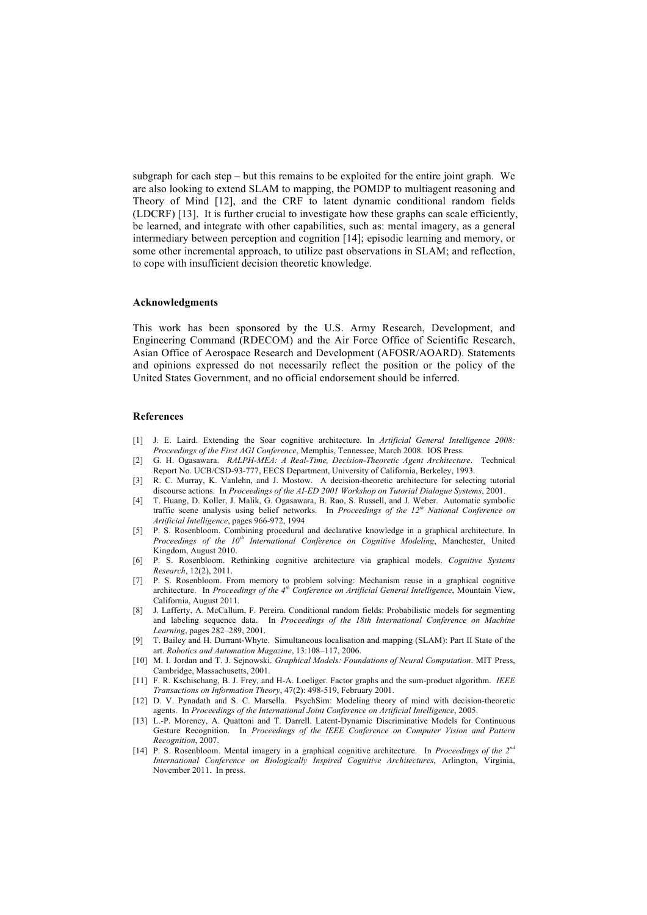subgraph for each step – but this remains to be exploited for the entire joint graph. We are also looking to extend SLAM to mapping, the POMDP to multiagent reasoning and Theory of Mind [12], and the CRF to latent dynamic conditional random fields (LDCRF) [13]. It is further crucial to investigate how these graphs can scale efficiently, be learned, and integrate with other capabilities, such as: mental imagery, as a general intermediary between perception and cognition [14]; episodic learning and memory, or some other incremental approach, to utilize past observations in SLAM; and reflection, to cope with insufficient decision theoretic knowledge.

### Acknowledgments

This work has been sponsored by the U.S. Army Research, Development, and Engineering Command (RDECOM) and the Air Force Office of Scientific Research, Asian Office of Aerospace Research and Development (AFOSR/AOARD). Statements and opinions expressed do not necessarily reflect the position or the policy of the United States Government, and no official endorsement should be inferred.

### References

[1] J. E. Laird. Extending the Soar cognitive architecture. In *Artificial General Intelligence 2008: Proceedings of the First AGI Conference*, Memphis, Tennessee, March 2008. IOS Press.

[2] G. H. Ogasawara. *RALPH-MEA: A Real-Time, Decision-Theoretic Agent Architecture*. Technical Report No. UCB/CSD-93-777, EECS Department, University of California, Berkeley, 1993.

[3] R. C. Murray, K. Vanlehn, and J. Mostow. A decision-theoretic architecture for selecting tutorial discourse actions. In *Proceedings of the AI-ED 2001 Workshop on Tutorial Dialogue Systems*, 2001.

[4] T. Huang, D. Koller, J. Malik, G. Ogasawara, B. Rao, S. Russell, and J. Weber. Automatic symbolic traffic scene analysis using belief networks. In *Proceedings of the 12th National Conference on Artificial Intelligence*, pages 966-972, 1994

[5] P. S. Rosenbloom. Combining procedural and declarative knowledge in a graphical architecture. In *Proceedings of the 10th International Conference on Cognitive Modeling*, Manchester, United Kingdom, August 2010.

[6] P. S. Rosenbloom. Rethinking cognitive architecture via graphical models. *Cognitive Systems Research*, 12(2), 2011.

[7] P. S. Rosenbloom. From memory to problem solving: Mechanism reuse in a graphical cognitive architecture. In *Proceedings of the 4th Conference on Artificial General Intelligence*, Mountain View, California, August 2011.

[8] J. Lafferty, A. McCallum, F. Pereira. Conditional random fields: Probabilistic models for segmenting and labeling sequence data. In *Proceedings of the 18th International Conference on Machine Learning*, pages 282–289, 2001.

[9] T. Bailey and H. Durrant-Whyte. Simultaneous localisation and mapping (SLAM): Part II State of the art. *Robotics and Automation Magazine*, 13:108–117, 2006.

[10] M. I. Jordan and T. J. Sejnowski. *Graphical Models: Foundations of Neural Computation*. MIT Press, Cambridge, Massachusetts, 2001.

[11] F. R. Kschischang, B. J. Frey, and H-A. Loeliger. Factor graphs and the sum-product algorithm. *IEEE Transactions on Information Theory*, 47(2): 498-519, February 2001.

[12] D. V. Pynadath and S. C. Marsella. PsychSim: Modeling theory of mind with decision-theoretic agents. In *Proceedings of the International Joint Conference on Artificial Intelligence*, 2005.

[13] L.-P. Morency, A. Quattoni and T. Darrell. Latent-Dynamic Discriminative Models for Continuous Gesture Recognition. In *Proceedings of the IEEE Conference on Computer Vision and Pattern Recognition*, 2007.

[14] P. S. Rosenbloom. Mental imagery in a graphical cognitive architecture. In *Proceedings of the 2nd International Conference on Biologically Inspired Cognitive Architectures*, Arlington, Virginia, November 2011. In press.